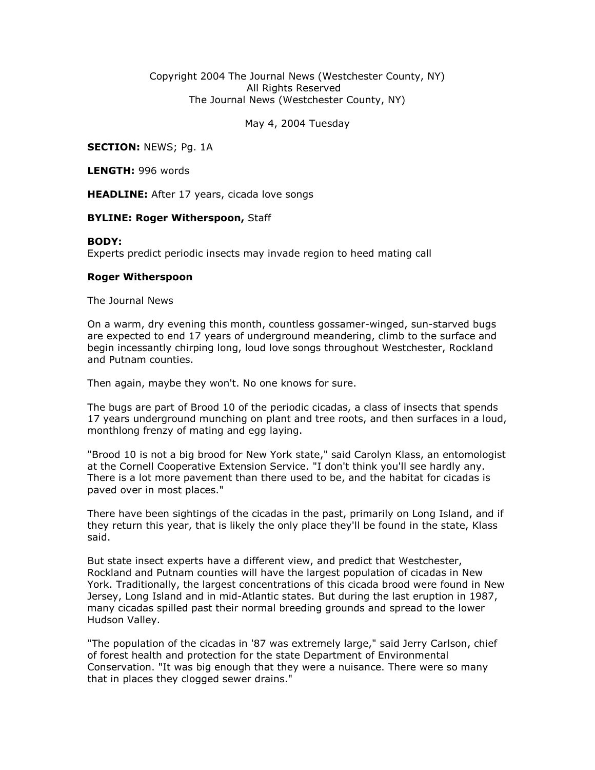Copyright 2004 The Journal News (Westchester County, NY)
All Rights Reserved
The Journal News (Westchester County, NY)

May 4, 2004 Tuesday

**SECTION:** NEWS; Pg. 1A

**LENGTH:** 996 words

**HEADLINE:** After 17 years, cicada love songs

**BYLINE: Roger Witherspoon,** Staff

**BODY:**
Experts predict periodic insects may invade region to heed mating call

**Roger Witherspoon**

The Journal News

On a warm, dry evening this month, countless gossamer-winged, sun-starved bugs are expected to end 17 years of underground meandering, climb to the surface and begin incessantly chirping long, loud love songs throughout Westchester, Rockland and Putnam counties.

Then again, maybe they won't. No one knows for sure.

The bugs are part of Brood 10 of the periodic cicadas, a class of insects that spends 17 years underground munching on plant and tree roots, and then surfaces in a loud, monthlong frenzy of mating and egg laying.

"Brood 10 is not a big brood for New York state," said Carolyn Klass, an entomologist at the Cornell Cooperative Extension Service. "I don't think you'll see hardly any. There is a lot more pavement than there used to be, and the habitat for cicadas is paved over in most places."

There have been sightings of the cicadas in the past, primarily on Long Island, and if they return this year, that is likely the only place they'll be found in the state, Klass said.

But state insect experts have a different view, and predict that Westchester, Rockland and Putnam counties will have the largest population of cicadas in New York. Traditionally, the largest concentrations of this cicada brood were found in New Jersey, Long Island and in mid-Atlantic states. But during the last eruption in 1987, many cicadas spilled past their normal breeding grounds and spread to the lower Hudson Valley.

"The population of the cicadas in '87 was extremely large," said Jerry Carlson, chief of forest health and protection for the state Department of Environmental Conservation. "It was big enough that they were a nuisance. There were so many that in places they clogged sewer drains."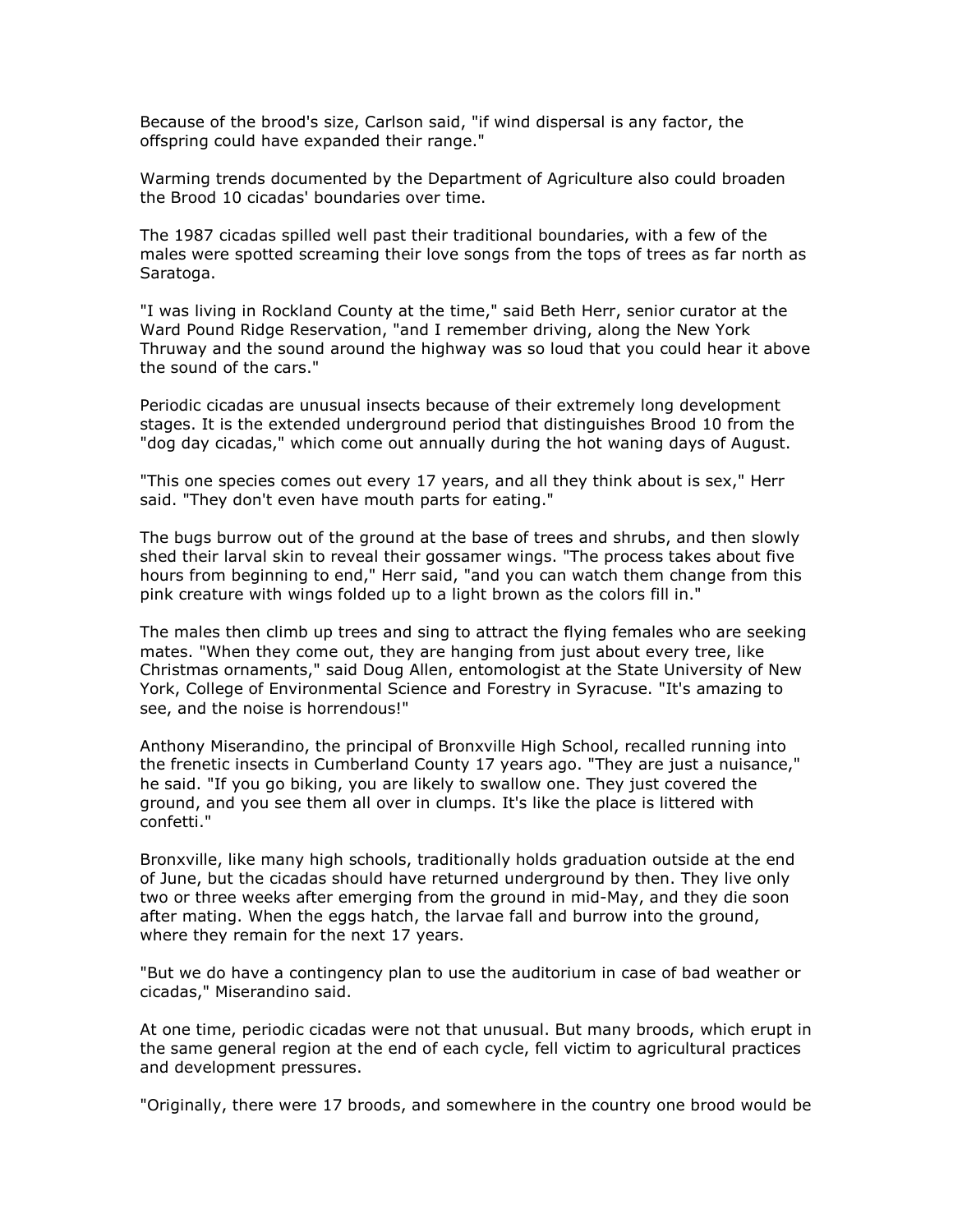Because of the brood's size, Carlson said, "if wind dispersal is any factor, the offspring could have expanded their range."

Warming trends documented by the Department of Agriculture also could broaden the Brood 10 cicadas' boundaries over time.

The 1987 cicadas spilled well past their traditional boundaries, with a few of the males were spotted screaming their love songs from the tops of trees as far north as Saratoga.

"I was living in Rockland County at the time," said Beth Herr, senior curator at the Ward Pound Ridge Reservation, "and I remember driving, along the New York Thruway and the sound around the highway was so loud that you could hear it above the sound of the cars."

Periodic cicadas are unusual insects because of their extremely long development stages. It is the extended underground period that distinguishes Brood 10 from the "dog day cicadas," which come out annually during the hot waning days of August.

"This one species comes out every 17 years, and all they think about is sex," Herr said. "They don't even have mouth parts for eating."

The bugs burrow out of the ground at the base of trees and shrubs, and then slowly shed their larval skin to reveal their gossamer wings. "The process takes about five hours from beginning to end," Herr said, "and you can watch them change from this pink creature with wings folded up to a light brown as the colors fill in."

The males then climb up trees and sing to attract the flying females who are seeking mates. "When they come out, they are hanging from just about every tree, like Christmas ornaments," said Doug Allen, entomologist at the State University of New York, College of Environmental Science and Forestry in Syracuse. "It's amazing to see, and the noise is horrendous!"

Anthony Miserandino, the principal of Bronxville High School, recalled running into the frenetic insects in Cumberland County 17 years ago. "They are just a nuisance," he said. "If you go biking, you are likely to swallow one. They just covered the ground, and you see them all over in clumps. It's like the place is littered with confetti."

Bronxville, like many high schools, traditionally holds graduation outside at the end of June, but the cicadas should have returned underground by then. They live only two or three weeks after emerging from the ground in mid-May, and they die soon after mating. When the eggs hatch, the larvae fall and burrow into the ground, where they remain for the next 17 years.

"But we do have a contingency plan to use the auditorium in case of bad weather or cicadas," Miserandino said.

At one time, periodic cicadas were not that unusual. But many broods, which erupt in the same general region at the end of each cycle, fell victim to agricultural practices and development pressures.

"Originally, there were 17 broods, and somewhere in the country one brood would be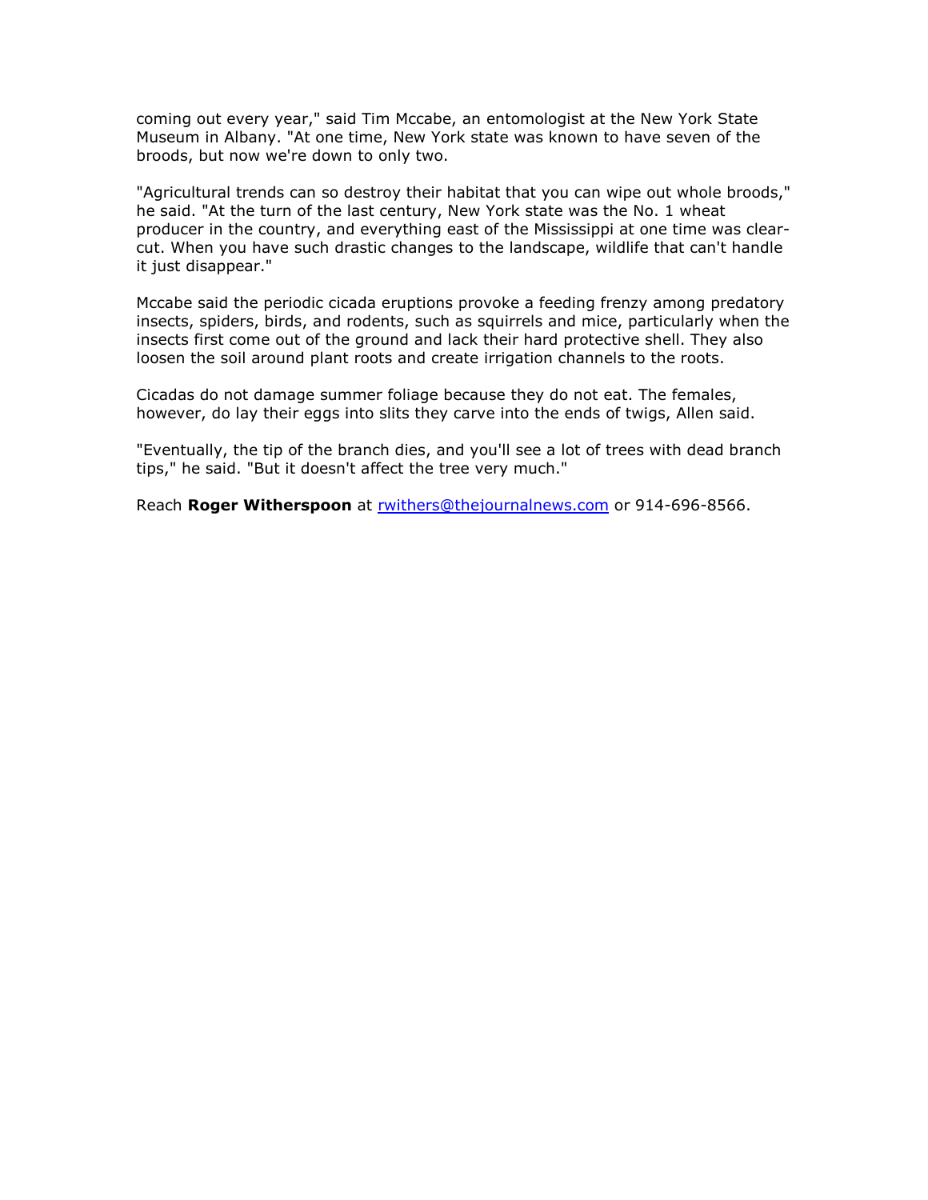coming out every year," said Tim Mccabe, an entomologist at the New York State Museum in Albany. "At one time, New York state was known to have seven of the broods, but now we're down to only two.

"Agricultural trends can so destroy their habitat that you can wipe out whole broods," he said. "At the turn of the last century, New York state was the No. 1 wheat producer in the country, and everything east of the Mississippi at one time was clear-cut. When you have such drastic changes to the landscape, wildlife that can't handle it just disappear."

Mccabe said the periodic cicada eruptions provoke a feeding frenzy among predatory insects, spiders, birds, and rodents, such as squirrels and mice, particularly when the insects first come out of the ground and lack their hard protective shell. They also loosen the soil around plant roots and create irrigation channels to the roots.

Cicadas do not damage summer foliage because they do not eat. The females, however, do lay their eggs into slits they carve into the ends of twigs, Allen said.

"Eventually, the tip of the branch dies, and you'll see a lot of trees with dead branch tips," he said. "But it doesn't affect the tree very much."

Reach **Roger Witherspoon** at [rwithers@thejournalnews.com](mailto:rwithers@thejournalnews.com) or 914-696-8566.